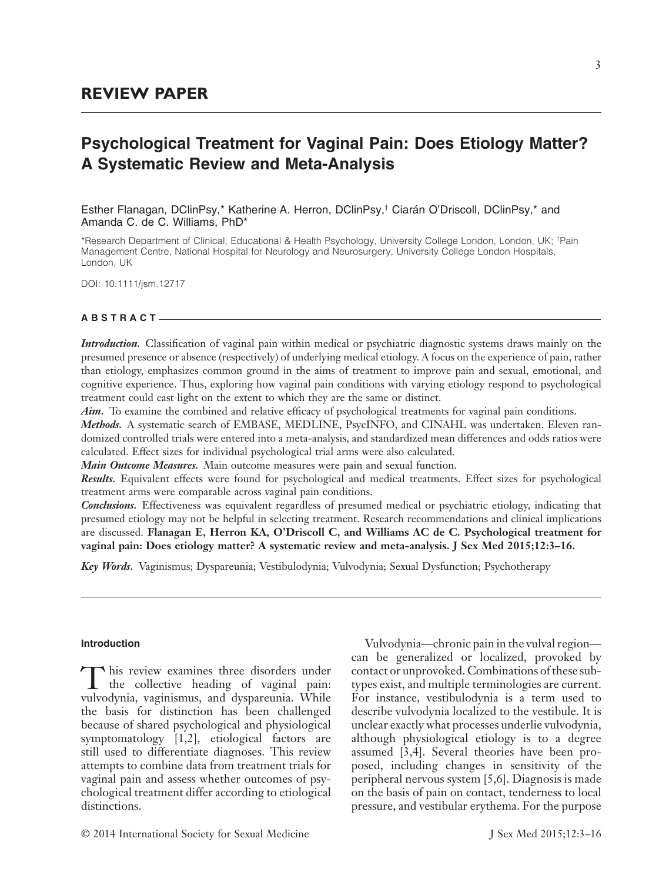## REVIEW PAPER

# Psychological Treatment for Vaginal Pain: Does Etiology Matter? A Systematic Review and Meta-Analysis

Esther Flanagan, DClinPsy,* Katherine A. Herron, DClinPsy,† Ciarán O'Driscoll, DClinPsy,* and Amanda C. de C. Williams, PhD*

*Research Department of Clinical, Educational & Health Psychology, University College London, London, UK; †Pain Management Centre, National Hospital for Neurology and Neurosurgery, University College London Hospitals, London, UK

DOI: 10.1111/jsm.12717

### ABSTRACT

***Introduction.*** Classification of vaginal pain within medical or psychiatric diagnostic systems draws mainly on the presumed presence or absence (respectively) of underlying medical etiology. A focus on the experience of pain, rather than etiology, emphasizes common ground in the aims of treatment to improve pain and sexual, emotional, and cognitive experience. Thus, exploring how vaginal pain conditions with varying etiology respond to psychological treatment could cast light on the extent to which they are the same or distinct.

***Aim.*** To examine the combined and relative efficacy of psychological treatments for vaginal pain conditions.

***Methods.*** A systematic search of EMBASE, MEDLINE, PsycINFO, and CINAHL was undertaken. Eleven randomized controlled trials were entered into a meta-analysis, and standardized mean differences and odds ratios were calculated. Effect sizes for individual psychological trial arms were also calculated.

***Main Outcome Measures.*** Main outcome measures were pain and sexual function.

***Results.*** Equivalent effects were found for psychological and medical treatments. Effect sizes for psychological treatment arms were comparable across vaginal pain conditions.

***Conclusions.*** Effectiveness was equivalent regardless of presumed medical or psychiatric etiology, indicating that presumed etiology may not be helpful in selecting treatment. Research recommendations and clinical implications are discussed. **Flanagan E, Herron KA, O'Driscoll C, and Williams AC de C. Psychological treatment for vaginal pain: Does etiology matter? A systematic review and meta-analysis. J Sex Med 2015;12:3–16.**

***Key Words.*** Vaginismus; Dyspareunia; Vestibulodynia; Vulvodynia; Sexual Dysfunction; Psychotherapy

## Introduction

This review examines three disorders under the collective heading of vaginal pain: vulvodynia, vaginismus, and dyspareunia. While the basis for distinction has been challenged because of shared psychological and physiological symptomatology [1,2], etiological factors are still used to differentiate diagnoses. This review attempts to combine data from treatment trials for vaginal pain and assess whether outcomes of psychological treatment differ according to etiological distinctions.

Vulvodynia—chronic pain in the vulval region—can be generalized or localized, provoked by contact or unprovoked. Combinations of these subtypes exist, and multiple terminologies are current. For instance, vestibulodynia is a term used to describe vulvodynia localized to the vestibule. It is unclear exactly what processes underlie vulvodynia, although physiological etiology is to a degree assumed [3,4]. Several theories have been proposed, including changes in sensitivity of the peripheral nervous system [5,6]. Diagnosis is made on the basis of pain on contact, tenderness to local pressure, and vestibular erythema. For the purpose

© 2014 International Society for Sexual Medicine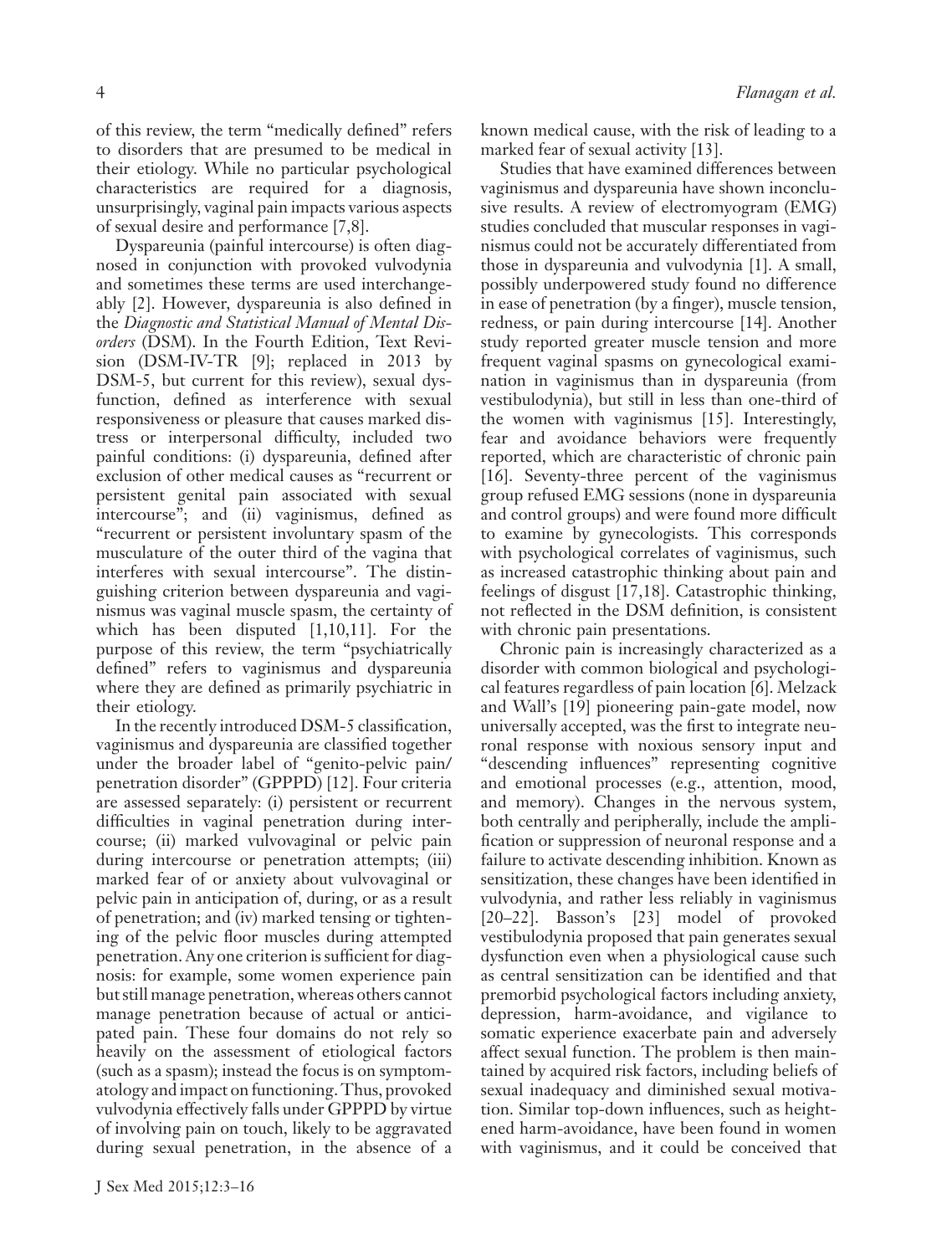of this review, the term "medically defined" refers to disorders that are presumed to be medical in their etiology. While no particular psychological characteristics are required for a diagnosis, unsurprisingly, vaginal pain impacts various aspects of sexual desire and performance [7,8].

Dyspareunia (painful intercourse) is often diagnosed in conjunction with provoked vulvodynia and sometimes these terms are used interchangeably [2]. However, dyspareunia is also defined in the *Diagnostic and Statistical Manual of Mental Disorders* (DSM). In the Fourth Edition, Text Revision (DSM-IV-TR [9]; replaced in 2013 by DSM-5, but current for this review), sexual dysfunction, defined as interference with sexual responsiveness or pleasure that causes marked distress or interpersonal difficulty, included two painful conditions: (i) dyspareunia, defined after exclusion of other medical causes as "recurrent or persistent genital pain associated with sexual intercourse"; and (ii) vaginismus, defined as "recurrent or persistent involuntary spasm of the musculature of the outer third of the vagina that interferes with sexual intercourse". The distinguishing criterion between dyspareunia and vaginismus was vaginal muscle spasm, the certainty of which has been disputed [1,10,11]. For the purpose of this review, the term "psychiatrically defined" refers to vaginismus and dyspareunia where they are defined as primarily psychiatric in their etiology.

In the recently introduced DSM-5 classification, vaginismus and dyspareunia are classified together under the broader label of "genito-pelvic pain/penetration disorder" (GPPPD) [12]. Four criteria are assessed separately: (i) persistent or recurrent difficulties in vaginal penetration during intercourse; (ii) marked vulvovaginal or pelvic pain during intercourse or penetration attempts; (iii) marked fear of or anxiety about vulvovaginal or pelvic pain in anticipation of, during, or as a result of penetration; and (iv) marked tensing or tightening of the pelvic floor muscles during attempted penetration. Any one criterion is sufficient for diagnosis: for example, some women experience pain but still manage penetration, whereas others cannot manage penetration because of actual or anticipated pain. These four domains do not rely so heavily on the assessment of etiological factors (such as a spasm); instead the focus is on symptomatology and impact on functioning. Thus, provoked vulvodynia effectively falls under GPPPD by virtue of involving pain on touch, likely to be aggravated during sexual penetration, in the absence of a known medical cause, with the risk of leading to a marked fear of sexual activity [13].

Studies that have examined differences between vaginismus and dyspareunia have shown inconclusive results. A review of electromyogram (EMG) studies concluded that muscular responses in vaginismus could not be accurately differentiated from those in dyspareunia and vulvodynia [1]. A small, possibly underpowered study found no difference in ease of penetration (by a finger), muscle tension, redness, or pain during intercourse [14]. Another study reported greater muscle tension and more frequent vaginal spasms on gynecological examination in vaginismus than in dyspareunia (from vestibulodynia), but still in less than one-third of the women with vaginismus [15]. Interestingly, fear and avoidance behaviors were frequently reported, which are characteristic of chronic pain [16]. Seventy-three percent of the vaginismus group refused EMG sessions (none in dyspareunia and control groups) and were found more difficult to examine by gynecologists. This corresponds with psychological correlates of vaginismus, such as increased catastrophic thinking about pain and feelings of disgust [17,18]. Catastrophic thinking, not reflected in the DSM definition, is consistent with chronic pain presentations.

Chronic pain is increasingly characterized as a disorder with common biological and psychological features regardless of pain location [6]. Melzack and Wall's [19] pioneering pain-gate model, now universally accepted, was the first to integrate neuronal response with noxious sensory input and "descending influences" representing cognitive and emotional processes (e.g., attention, mood, and memory). Changes in the nervous system, both centrally and peripherally, include the amplification or suppression of neuronal response and a failure to activate descending inhibition. Known as sensitization, these changes have been identified in vulvodynia, and rather less reliably in vaginismus [20–22]. Basson's [23] model of provoked vestibulodynia proposed that pain generates sexual dysfunction even when a physiological cause such as central sensitization can be identified and that premorbid psychological factors including anxiety, depression, harm-avoidance, and vigilance to somatic experience exacerbate pain and adversely affect sexual function. The problem is then maintained by acquired risk factors, including beliefs of sexual inadequacy and diminished sexual motivation. Similar top-down influences, such as heightened harm-avoidance, have been found in women with vaginismus, and it could be conceived that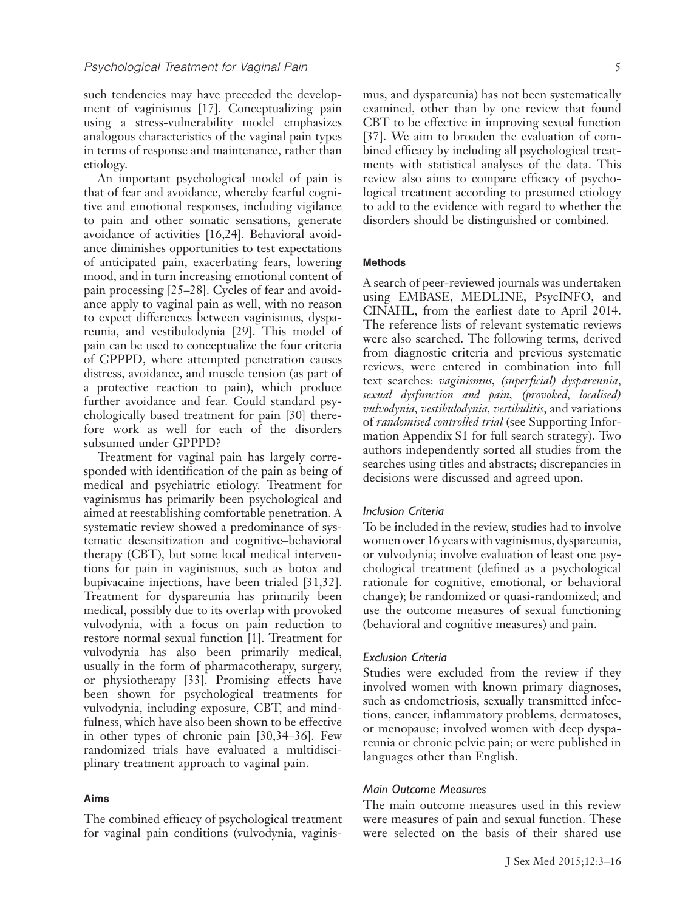such tendencies may have preceded the development of vaginismus [17]. Conceptualizing pain using a stress-vulnerability model emphasizes analogous characteristics of the vaginal pain types in terms of response and maintenance, rather than etiology.

An important psychological model of pain is that of fear and avoidance, whereby fearful cognitive and emotional responses, including vigilance to pain and other somatic sensations, generate avoidance of activities [16,24]. Behavioral avoidance diminishes opportunities to test expectations of anticipated pain, exacerbating fears, lowering mood, and in turn increasing emotional content of pain processing [25–28]. Cycles of fear and avoidance apply to vaginal pain as well, with no reason to expect differences between vaginismus, dyspareunia, and vestibulodynia [29]. This model of pain can be used to conceptualize the four criteria of GPPPD, where attempted penetration causes distress, avoidance, and muscle tension (as part of a protective reaction to pain), which produce further avoidance and fear. Could standard psychologically based treatment for pain [30] therefore work as well for each of the disorders subsumed under GPPPD?

Treatment for vaginal pain has largely corresponded with identification of the pain as being of medical and psychiatric etiology. Treatment for vaginismus has primarily been psychological and aimed at reestablishing comfortable penetration. A systematic review showed a predominance of systematic desensitization and cognitive–behavioral therapy (CBT), but some local medical interventions for pain in vaginismus, such as botox and bupivacaine injections, have been trialed [31,32]. Treatment for dyspareunia has primarily been medical, possibly due to its overlap with provoked vulvodynia, with a focus on pain reduction to restore normal sexual function [1]. Treatment for vulvodynia has also been primarily medical, usually in the form of pharmacotherapy, surgery, or physiotherapy [33]. Promising effects have been shown for psychological treatments for vulvodynia, including exposure, CBT, and mindfulness, which have also been shown to be effective in other types of chronic pain [30,34–36]. Few randomized trials have evaluated a multidisciplinary treatment approach to vaginal pain.

## Aims

The combined efficacy of psychological treatment for vaginal pain conditions (vulvodynia, vaginismus, and dyspareunia) has not been systematically examined, other than by one review that found CBT to be effective in improving sexual function [37]. We aim to broaden the evaluation of combined efficacy by including all psychological treatments with statistical analyses of the data. This review also aims to compare efficacy of psychological treatment according to presumed etiology to add to the evidence with regard to whether the disorders should be distinguished or combined.

## Methods

A search of peer-reviewed journals was undertaken using EMBASE, MEDLINE, PsycINFO, and CINAHL, from the earliest date to April 2014. The reference lists of relevant systematic reviews were also searched. The following terms, derived from diagnostic criteria and previous systematic reviews, were entered in combination into full text searches: *vaginismus*, *(superficial) dyspareunia*, *sexual dysfunction and pain*, *(provoked, localised) vulvodynia*, *vestibulodynia*, *vestibulitis*, and variations of *randomised controlled trial* (see Supporting Information Appendix S1 for full search strategy). Two authors independently sorted all studies from the searches using titles and abstracts; discrepancies in decisions were discussed and agreed upon.

### Inclusion Criteria

To be included in the review, studies had to involve women over 16 years with vaginismus, dyspareunia, or vulvodynia; involve evaluation of least one psychological treatment (defined as a psychological rationale for cognitive, emotional, or behavioral change); be randomized or quasi-randomized; and use the outcome measures of sexual functioning (behavioral and cognitive measures) and pain.

### Exclusion Criteria

Studies were excluded from the review if they involved women with known primary diagnoses, such as endometriosis, sexually transmitted infections, cancer, inflammatory problems, dermatoses, or menopause; involved women with deep dyspareunia or chronic pelvic pain; or were published in languages other than English.

### Main Outcome Measures

The main outcome measures used in this review were measures of pain and sexual function. These were selected on the basis of their shared use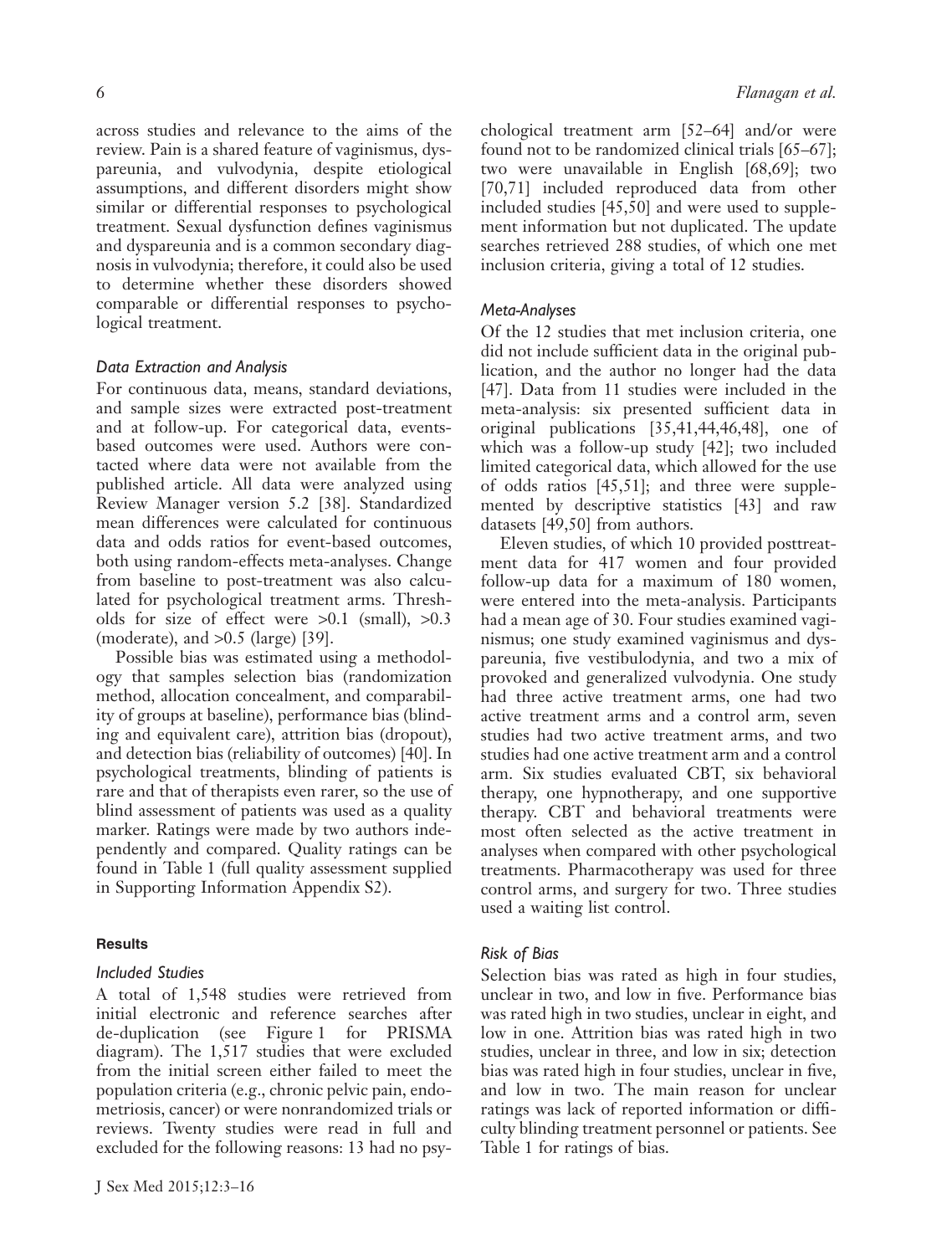across studies and relevance to the aims of the review. Pain is a shared feature of vaginismus, dyspareunia, and vulvodynia, despite etiological assumptions, and different disorders might show similar or differential responses to psychological treatment. Sexual dysfunction defines vaginismus and dyspareunia and is a common secondary diagnosis in vulvodynia; therefore, it could also be used to determine whether these disorders showed comparable or differential responses to psychological treatment.

### *Data Extraction and Analysis*

For continuous data, means, standard deviations, and sample sizes were extracted post-treatment and at follow-up. For categorical data, events-based outcomes were used. Authors were contacted where data were not available from the published article. All data were analyzed using Review Manager version 5.2 [38]. Standardized mean differences were calculated for continuous data and odds ratios for event-based outcomes, both using random-effects meta-analyses. Change from baseline to post-treatment was also calculated for psychological treatment arms. Thresholds for size of effect were >0.1 (small), >0.3 (moderate), and >0.5 (large) [39].

Possible bias was estimated using a methodology that samples selection bias (randomization method, allocation concealment, and comparability of groups at baseline), performance bias (blinding and equivalent care), attrition bias (dropout), and detection bias (reliability of outcomes) [40]. In psychological treatments, blinding of patients is rare and that of therapists even rarer, so the use of blind assessment of patients was used as a quality marker. Ratings were made by two authors independently and compared. Quality ratings can be found in Table 1 (full quality assessment supplied in Supporting Information Appendix S2).

## Results

### *Included Studies*

A total of 1,548 studies were retrieved from initial electronic and reference searches after de-duplication (see Figure 1 for PRISMA diagram). The 1,517 studies that were excluded from the initial screen either failed to meet the population criteria (e.g., chronic pelvic pain, endometriosis, cancer) or were nonrandomized trials or reviews. Twenty studies were read in full and excluded for the following reasons: 13 had no psychological treatment arm [52–64] and/or were found not to be randomized clinical trials [65–67]; two were unavailable in English [68,69]; two [70,71] included reproduced data from other included studies [45,50] and were used to supplement information but not duplicated. The update searches retrieved 288 studies, of which one met inclusion criteria, giving a total of 12 studies.

### *Meta-Analyses*

Of the 12 studies that met inclusion criteria, one did not include sufficient data in the original publication, and the author no longer had the data [47]. Data from 11 studies were included in the meta-analysis: six presented sufficient data in original publications [35,41,44,46,48], one of which was a follow-up study [42]; two included limited categorical data, which allowed for the use of odds ratios [45,51]; and three were supplemented by descriptive statistics [43] and raw datasets [49,50] from authors.

Eleven studies, of which 10 provided posttreatment data for 417 women and four provided follow-up data for a maximum of 180 women, were entered into the meta-analysis. Participants had a mean age of 30. Four studies examined vaginismus; one study examined vaginismus and dyspareunia, five vestibulodynia, and two a mix of provoked and generalized vulvodynia. One study had three active treatment arms, one had two active treatment arms and a control arm, seven studies had two active treatment arms, and two studies had one active treatment arm and a control arm. Six studies evaluated CBT, six behavioral therapy, one hypnotherapy, and one supportive therapy. CBT and behavioral treatments were most often selected as the active treatment in analyses when compared with other psychological treatments. Pharmacotherapy was used for three control arms, and surgery for two. Three studies used a waiting list control.

### *Risk of Bias*

Selection bias was rated as high in four studies, unclear in two, and low in five. Performance bias was rated high in two studies, unclear in eight, and low in one. Attrition bias was rated high in two studies, unclear in three, and low in six; detection bias was rated high in four studies, unclear in five, and low in two. The main reason for unclear ratings was lack of reported information or difficulty blinding treatment personnel or patients. See Table 1 for ratings of bias.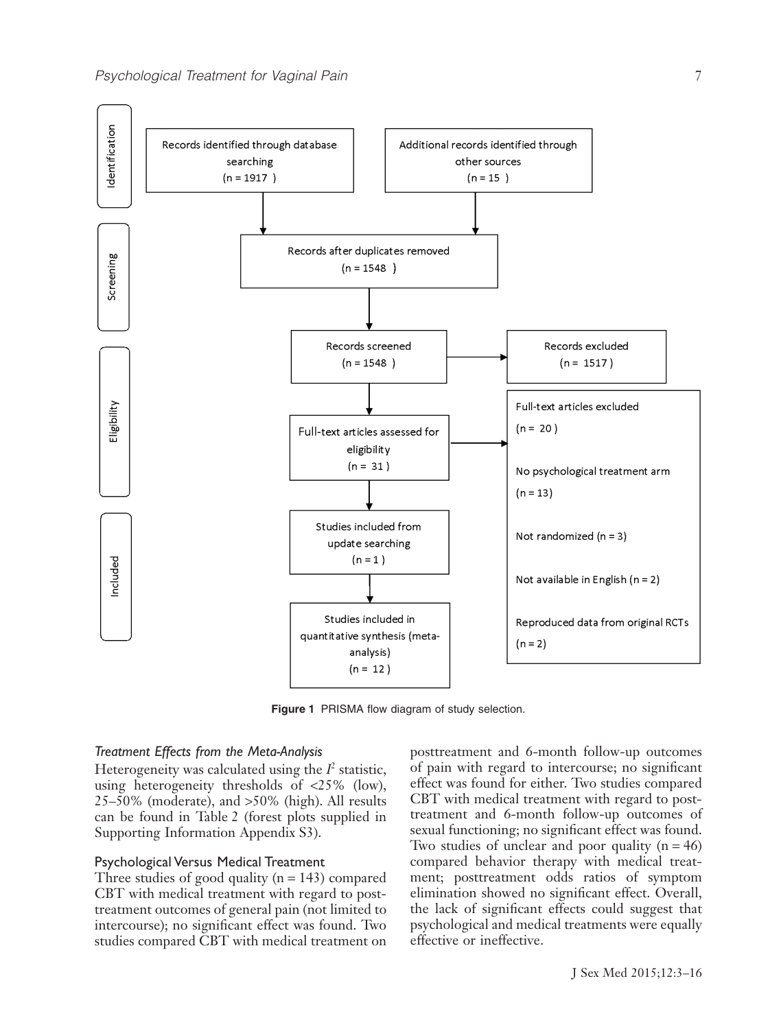| Stage | | | |
|---|---|---|---|
| Identification | Records identified through database searching (n = 1917) | Additional records identified through other sources (n = 15) | |
| Screening | Records after duplicates removed (n = 1548) | | |
| | Records screened (n = 1548) | Records excluded (n = 1517) | |
| Eligibility | Full-text articles assessed for eligibility (n = 31) | Full-text articles excluded (n = 20) | No psychological treatment arm (n = 13); Not randomized (n = 3); Not available in English (n = 2); Reproduced data from original RCTs (n = 2) |
| Included | Studies included from update searching (n = 1) | | |
| | Studies included in quantitative synthesis (meta-analysis) (n = 12) | | |

**Figure 1** PRISMA flow diagram of study selection.

### *Treatment Effects from the Meta-Analysis*

Heterogeneity was calculated using the $I^2$ statistic, using heterogeneity thresholds of <25% (low), 25–50% (moderate), and >50% (high). All results can be found in Table 2 (forest plots supplied in Supporting Information Appendix S3).

#### Psychological Versus Medical Treatment

Three studies of good quality (n = 143) compared CBT with medical treatment with regard to posttreatment outcomes of general pain (not limited to intercourse); no significant effect was found. Two studies compared CBT with medical treatment on posttreatment and 6-month follow-up outcomes of pain with regard to intercourse; no significant effect was found for either. Two studies compared CBT with medical treatment with regard to posttreatment and 6-month follow-up outcomes of sexual functioning; no significant effect was found. Two studies of unclear and poor quality (n = 46) compared behavior therapy with medical treatment; posttreatment odds ratios of symptom elimination showed no significant effect. Overall, the lack of significant effects could suggest that psychological and medical treatments were equally effective or ineffective.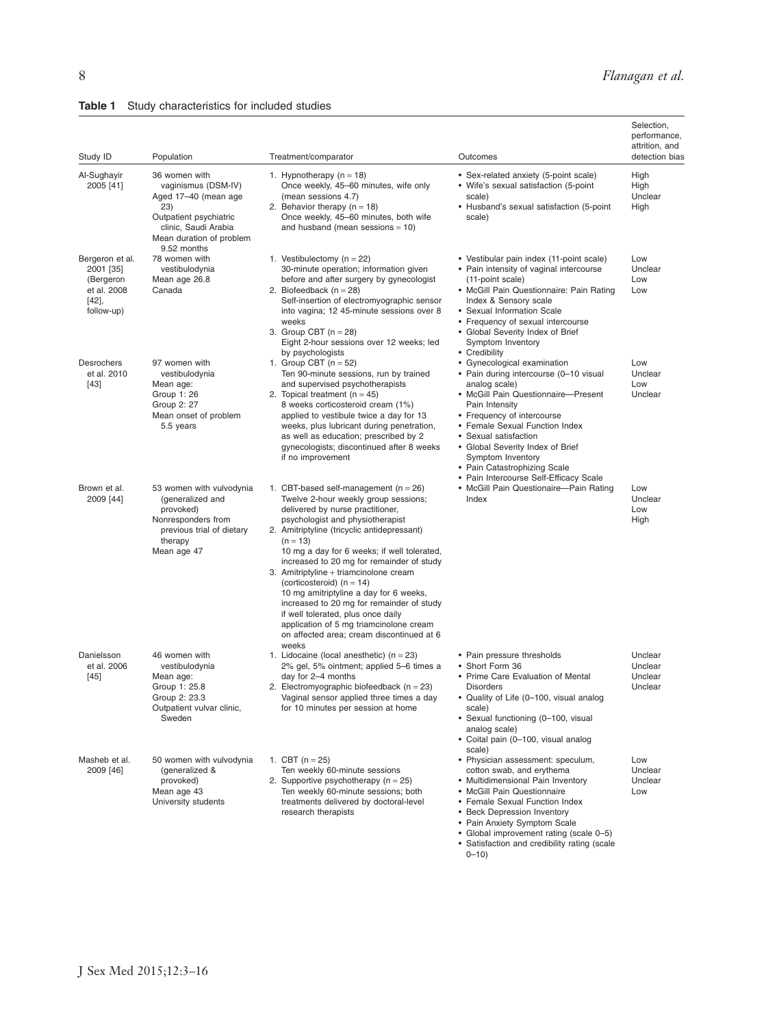**Table 1** Study characteristics for included studies

| Study ID | Population | Treatment/comparator | Outcomes | Selection, performance, attrition, and detection bias |
|---|---|---|---|---|
| Al-Sughayir 2005 [41] | 36 women with vaginismus (DSM-IV)<br>Aged 17–40 (mean age 23)<br>Outpatient psychiatric clinic, Saudi Arabia<br>Mean duration of problem 9.52 months | 1. Hypnotherapy (n = 18)<br>Once weekly, 45–60 minutes, wife only (mean sessions 4.7)<br>2. Behavior therapy (n = 18)<br>Once weekly, 45–60 minutes, both wife and husband (mean sessions = 10) | • Sex-related anxiety (5-point scale)<br>• Wife's sexual satisfaction (5-point scale)<br>• Husband's sexual satisfaction (5-point scale) | High<br>High<br>Unclear<br>High |
| Bergeron et al. 2001 [35] (Bergeron et al. 2008 [42], follow-up) | 78 women with vestibulodynia<br>Mean age 26.8<br>Canada | 1. Vestibulectomy (n = 22)<br>30-minute operation; information given before and after surgery by gynecologist<br>2. Biofeedback (n = 28)<br>Self-insertion of electromyographic sensor into vagina; 12 45-minute sessions over 8 weeks<br>3. Group CBT (n = 28)<br>Eight 2-hour sessions over 12 weeks; led by psychologists | • Vestibular pain index (11-point scale)<br>• Pain intensity of vaginal intercourse (11-point scale)<br>• McGill Pain Questionnaire: Pain Rating Index & Sensory scale<br>• Sexual Information Scale<br>• Frequency of sexual intercourse<br>• Global Severity Index of Brief Symptom Inventory<br>• Credibility | Low<br>Unclear<br>Low<br>Low |
| Desrochers et al. 2010 [43] | 97 women with vestibulodynia<br>Mean age:<br>Group 1: 26<br>Group 2: 27<br>Mean onset of problem 5.5 years | 1. Group CBT (n = 52)<br>Ten 90-minute sessions, run by trained and supervised psychotherapists<br>2. Topical treatment (n = 45)<br>8 weeks corticosteroid cream (1%) applied to vestibule twice a day for 13 weeks, plus lubricant during penetration, as well as education; prescribed by 2 gynecologists; discontinued after 8 weeks if no improvement | • Gynecological examination<br>• Pain during intercourse (0–10 visual analog scale)<br>• McGill Pain Questionnaire—Present Pain Intensity<br>• Frequency of intercourse<br>• Female Sexual Function Index<br>• Sexual satisfaction<br>• Global Severity Index of Brief Symptom Inventory<br>• Pain Catastrophizing Scale<br>• Pain Intercourse Self-Efficacy Scale | Low<br>Unclear<br>Low<br>Unclear |
| Brown et al. 2009 [44] | 53 women with vulvodynia (generalized and provoked)<br>Nonresponders from previous trial of dietary therapy<br>Mean age 47 | 1. CBT-based self-management (n = 26)<br>Twelve 2-hour weekly group sessions; delivered by nurse practitioner, psychologist and physiotherapist<br>2. Amitriptyline (tricyclic antidepressant) (n = 13)<br>10 mg a day for 6 weeks; if well tolerated, increased to 20 mg for remainder of study<br>3. Amitriptyline + triamcinolone cream (corticosteroid) (n = 14)<br>10 mg amitriptyline a day for 6 weeks, increased to 20 mg for remainder of study if well tolerated, plus once daily application of 5 mg triamcinolone cream on affected area; cream discontinued at 6 weeks | • McGill Pain Questionaire—Pain Rating Index | Low<br>Unclear<br>Low<br>High |
| Danielsson et al. 2006 [45] | 46 women with vestibulodynia<br>Mean age:<br>Group 1: 25.8<br>Group 2: 23.3<br>Outpatient vulvar clinic, Sweden | 1. Lidocaine (local anesthetic) (n = 23)<br>2% gel, 5% ointment; applied 5–6 times a day for 2–4 months<br>2. Electromyographic biofeedback (n = 23)<br>Vaginal sensor applied three times a day for 10 minutes per session at home | • Pain pressure thresholds<br>• Short Form 36<br>• Prime Care Evaluation of Mental Disorders<br>• Quality of Life (0–100, visual analog scale)<br>• Sexual functioning (0–100, visual analog scale)<br>• Coital pain (0–100, visual analog scale) | Unclear<br>Unclear<br>Unclear<br>Unclear |
| Masheb et al. 2009 [46] | 50 women with vulvodynia (generalized & provoked)<br>Mean age 43<br>University students | 1. CBT (n = 25)<br>Ten weekly 60-minute sessions<br>2. Supportive psychotherapy (n = 25)<br>Ten weekly 60-minute sessions; both treatments delivered by doctoral-level research therapists | • Physician assessment: speculum, cotton swab, and erythema<br>• Multidimensional Pain Inventory<br>• McGill Pain Questionnaire<br>• Female Sexual Function Index<br>• Beck Depression Inventory<br>• Pain Anxiety Symptom Scale<br>• Global improvement rating (scale 0–5)<br>• Satisfaction and credibility rating (scale 0–10) | Low<br>Unclear<br>Unclear<br>Low |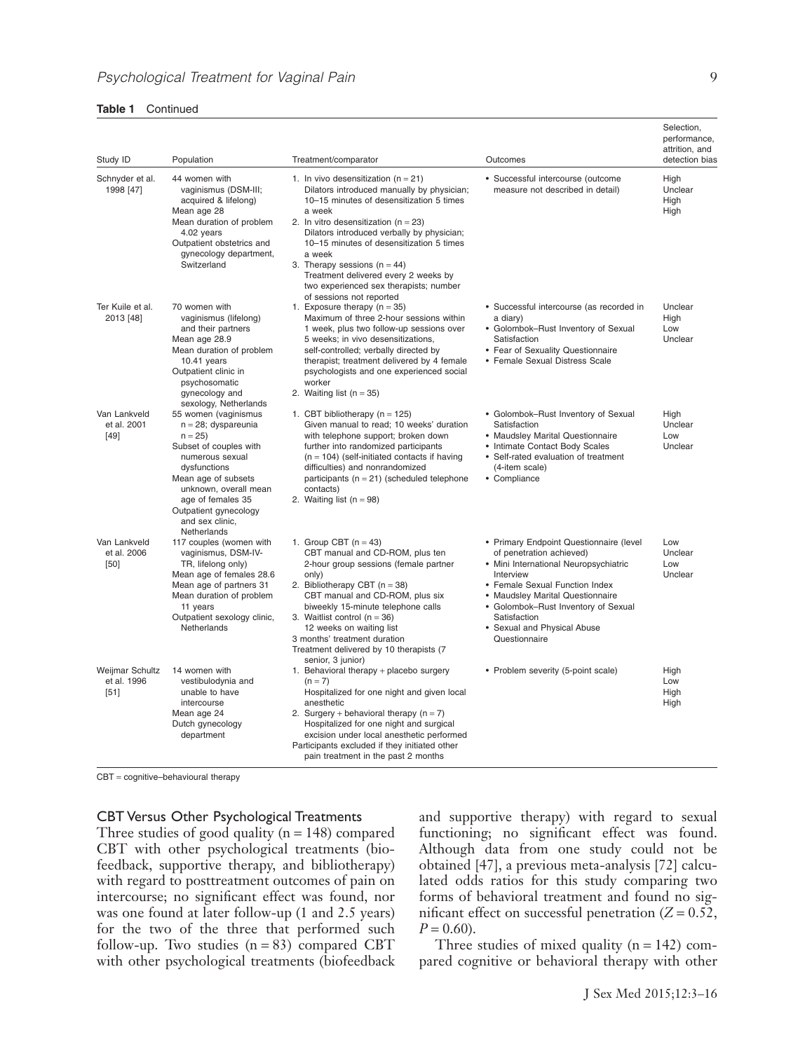**Table 1** Continued

| Study ID | Population | Treatment/comparator | Outcomes | Selection, performance, attrition, and detection bias |
|---|---|---|---|---|
| Schnyder et al. 1998 [47] | 44 women with vaginismus (DSM-III; acquired & lifelong)<br>Mean age 28<br>Mean duration of problem 4.02 years<br>Outpatient obstetrics and gynecology department, Switzerland | 1. In vivo desensitization (n = 21)<br>Dilators introduced manually by physician; 10–15 minutes of desensitization 5 times a week<br>2. In vitro desensitization (n = 23)<br>Dilators introduced verbally by physician; 10–15 minutes of desensitization 5 times a week<br>3. Therapy sessions (n = 44)<br>Treatment delivered every 2 weeks by two experienced sex therapists; number of sessions not reported | • Successful intercourse (outcome measure not described in detail) | High<br>Unclear<br>High<br>High |
| Ter Kuile et al. 2013 [48] | 70 women with vaginismus (lifelong) and their partners<br>Mean age 28.9<br>Mean duration of problem 10.41 years<br>Outpatient clinic in psychosomatic gynecology and sexology, Netherlands | 1. Exposure therapy (n = 35)<br>Maximum of three 2-hour sessions within 1 week, plus two follow-up sessions over 5 weeks; in vivo desensitizations, self-controlled; verbally directed by therapist; treatment delivered by 4 female psychologists and one experienced social worker<br>2. Waiting list (n = 35) | • Successful intercourse (as recorded in a diary)<br>• Golombok–Rust Inventory of Sexual Satisfaction<br>• Fear of Sexuality Questionnaire<br>• Female Sexual Distress Scale | Unclear<br>High<br>Low<br>Unclear |
| Van Lankveld et al. 2001 [49] | 55 women (vaginismus n = 28; dyspareunia n = 25)<br>Subset of couples with numerous sexual dysfunctions<br>Mean age of subsets unknown, overall mean age of females 35<br>Outpatient gynecology and sex clinic, Netherlands | 1. CBT bibliotherapy (n = 125)<br>Given manual to read; 10 weeks' duration with telephone support; broken down further into randomized participants (n = 104) (self-initiated contacts if having difficulties) and nonrandomized participants (n = 21) (scheduled telephone contacts)<br>2. Waiting list (n = 98) | • Golombok–Rust Inventory of Sexual Satisfaction<br>• Maudsley Marital Questionnaire<br>• Intimate Contact Body Scales<br>• Self-rated evaluation of treatment (4-item scale)<br>• Compliance | High<br>Unclear<br>Low<br>Unclear |
| Van Lankveld et al. 2006 [50] | 117 couples (women with vaginismus, DSM-IV-TR, lifelong only)<br>Mean age of females 28.6<br>Mean age of partners 31<br>Mean duration of problem 11 years<br>Outpatient sexology clinic, Netherlands | 1. Group CBT (n = 43)<br>CBT manual and CD-ROM, plus ten 2-hour group sessions (female partner only)<br>2. Bibliotherapy CBT (n = 38)<br>CBT manual and CD-ROM, plus six biweekly 15-minute telephone calls<br>3. Waitlist control (n = 36)<br>12 weeks on waiting list<br>3 months' treatment duration<br>Treatment delivered by 10 therapists (7 senior, 3 junior) | • Primary Endpoint Questionnaire (level of penetration achieved)<br>• Mini International Neuropsychiatric Interview<br>• Female Sexual Function Index<br>• Maudsley Marital Questionnaire<br>• Golombok–Rust Inventory of Sexual Satisfaction<br>• Sexual and Physical Abuse Questionnaire | Low<br>Unclear<br>Low<br>Unclear |
| Weijmar Schultz et al. 1996 [51] | 14 women with vestibulodynia and unable to have intercourse<br>Mean age 24<br>Dutch gynecology department | 1. Behavioral therapy + placebo surgery (n = 7)<br>Hospitalized for one night and given local anesthetic<br>2. Surgery + behavioral therapy (n = 7)<br>Hospitalized for one night and surgical excision under local anesthetic performed<br>Participants excluded if they initiated other pain treatment in the past 2 months | • Problem severity (5-point scale) | High<br>Low<br>High<br>High |

CBT = cognitive–behavioural therapy

### CBT Versus Other Psychological Treatments

Three studies of good quality (n = 148) compared CBT with other psychological treatments (biofeedback, supportive therapy, and bibliotherapy) with regard to posttreatment outcomes of pain on intercourse; no significant effect was found, nor was one found at later follow-up (1 and 2.5 years) for the two of the three that performed such follow-up. Two studies (n = 83) compared CBT with other psychological treatments (biofeedback and supportive therapy) with regard to sexual functioning; no significant effect was found. Although data from one study could not be obtained [47], a previous meta-analysis [72] calculated odds ratios for this study comparing two forms of behavioral treatment and found no significant effect on successful penetration ($Z = 0.52$, $P = 0.60$).

Three studies of mixed quality (n = 142) compared cognitive or behavioral therapy with other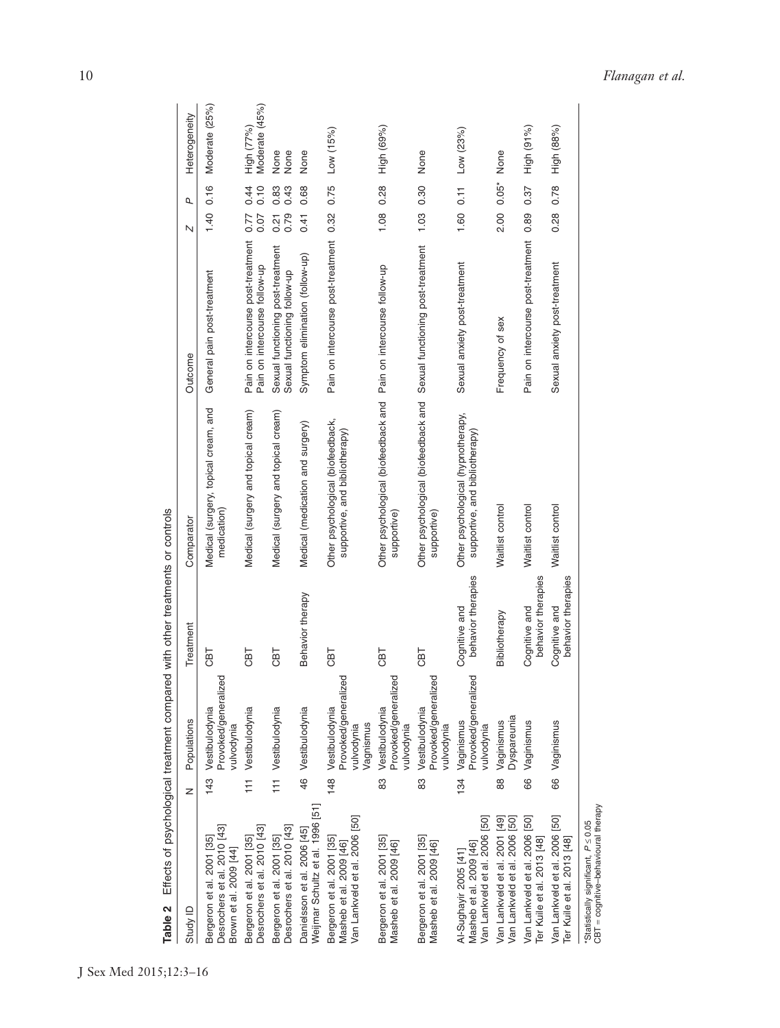**Table 2** Effects of psychological treatment compared with other treatments or controls

| Study ID | N | Populations | Treatment | Comparator | Outcome | Z | P | Heterogeneity |
|---|---|---|---|---|---|---|---|---|
| Bergeron et al. 2001 [35]<br>Desrochers et al. 2010 [43]<br>Brown et al. 2009 [44] | 143 | Vestibulodynia<br>Provoked/generalized vulvodynia | CBT | Medical (surgery, topical cream, and medication) | General pain post-treatment | 1.40 | 0.16 | Moderate (25%) |
| Bergeron et al. 2001 [35]<br>Desrochers et al. 2010 [43] | 111 | Vestibulodynia | CBT | Medical (surgery and topical cream) | Pain on intercourse post-treatment<br>Pain on intercourse follow-up | 0.77<br>0.07 | 0.44<br>0.10 | High (77%)<br>Moderate (45%) |
| Bergeron et al. 2001 [35]<br>Desrochers et al. 2010 [43] | 111 | Vestibulodynia | CBT | Medical (surgery and topical cream) | Sexual functioning post-treatment<br>Sexual functioning follow-up | 0.21<br>0.79 | 0.83<br>0.43 | None<br>None |
| Danielsson et al. 2006 [45]<br>Weijmar Schultz et al. 1996 [51] | 46 | Vestibulodynia | Behavior therapy | Medical (medication and surgery) | Symptom elimination (follow-up) | 0.41 | 0.68 | None |
| Bergeron et al. 2001 [35]<br>Masheb et al. 2009 [46]<br>Van Lankveld et al. 2006 [50] | 148 | Vestibulodynia<br>Provoked/generalized vulvodynia<br>Vagnismus | CBT | Other psychological (biofeedback, supportive, and bibliotherapy) | Pain on intercourse post-treatment | 0.32 | 0.75 | Low (15%) |
| Bergeron et al. 2001 [35]<br>Masheb et al. 2009 [46] | 83 | Vestibulodynia<br>Provoked/generalized vulvodynia | CBT | Other psychological (biofeedback and supportive) | Pain on intercourse follow-up | 1.08 | 0.28 | High (69%) |
| Bergeron et al. 2001 [35]<br>Masheb et al. 2009 [46] | 83 | Vestibulodynia<br>Provoked/generalized vulvodynia | CBT | Other psychological (biofeedback and supportive) | Sexual functioning post-treatment | 1.03 | 0.30 | None |
| Al-Sughayir 2005 [41]<br>Masheb et al. 2009 [46]<br>Van Lankveld et al. 2006 [50] | 134 | Vaginismus<br>Provoked/generalized vulvodynia | Cognitive and behavior therapies | Other psychological (hypnotherapy, supportive, and bibliotherapy) | Sexual anxiety post-treatment | 1.60 | 0.11 | Low (23%) |
| Van Lankveld et al. 2001 [49]<br>Van Lankveld et al. 2006 [50] | 88 | Vaginismus<br>Dyspareunia | Bibliotherapy | Waitlist control | Frequency of sex | 2.00 | 0.05* | None |
| Van Lankveld et al. 2006 [50]<br>Ter Kuile et al. 2013 [48] | 66 | Vaginismus | Cognitive and behavior therapies | Waitlist control | Pain on intercourse post-treatment | 0.89 | 0.37 | High (91%) |
| Van Lankveld et al. 2006 [50]<br>Ter Kuile et al. 2013 [48] | 66 | Vaginismus | Cognitive and behavior therapies | Waitlist control | Sexual anxiety post-treatment | 0.28 | 0.78 | High (88%) |

*Statistically significant, $P \leq 0.05$
CBT = cognitive–behavioural therapy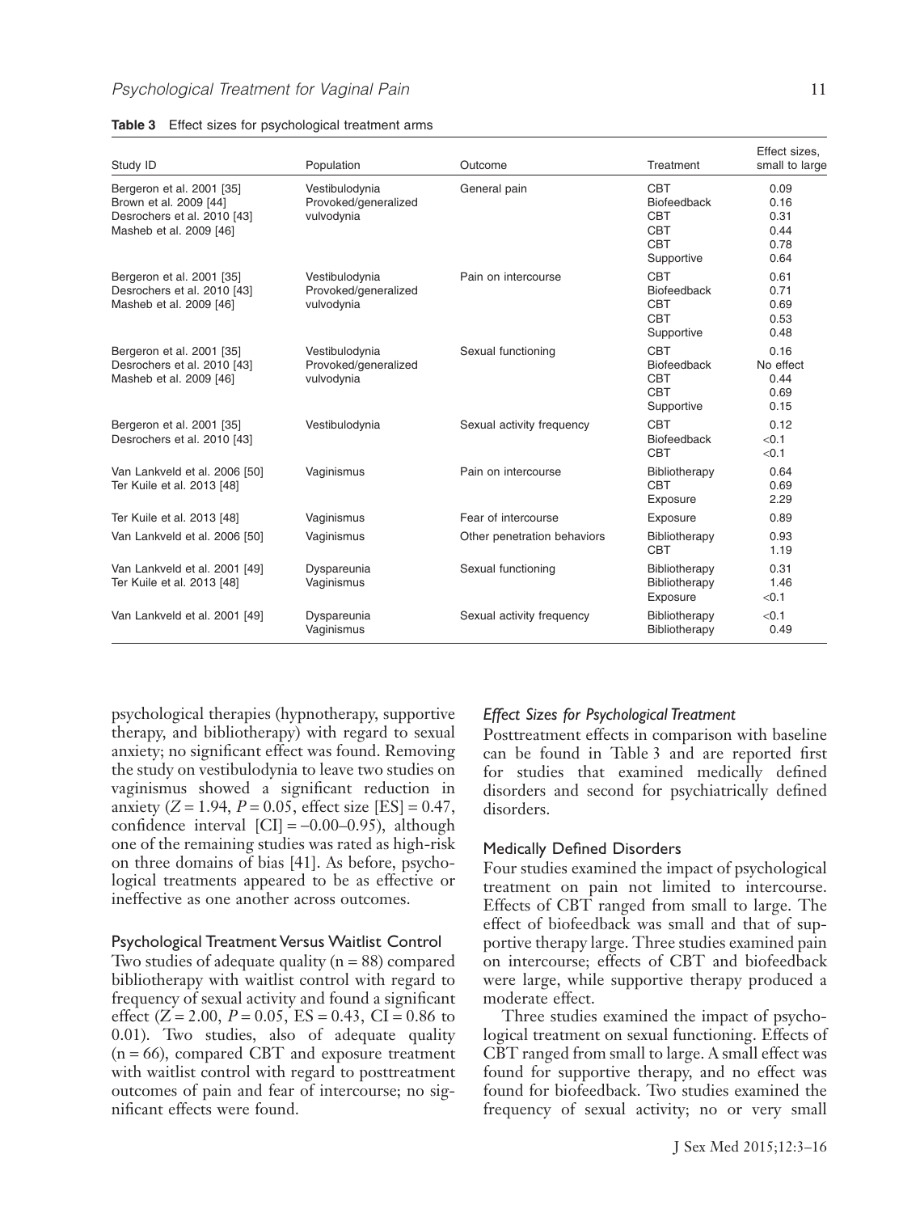**Table 3** Effect sizes for psychological treatment arms

| Study ID | Population | Outcome | Treatment | Effect sizes, small to large |
|---|---|---|---|---|
| Bergeron et al. 2001 [35] Brown et al. 2009 [44] Desrochers et al. 2010 [43] Masheb et al. 2009 [46] | Vestibulodynia Provoked/generalized vulvodynia | General pain | CBT | 0.09 |
| | | | Biofeedback | 0.16 |
| | | | CBT | 0.31 |
| | | | CBT | 0.44 |
| | | | CBT | 0.78 |
| | | | Supportive | 0.64 |
| Bergeron et al. 2001 [35] Desrochers et al. 2010 [43] Masheb et al. 2009 [46] | Vestibulodynia Provoked/generalized vulvodynia | Pain on intercourse | CBT | 0.61 |
| | | | Biofeedback | 0.71 |
| | | | CBT | 0.69 |
| | | | CBT | 0.53 |
| | | | Supportive | 0.48 |
| Bergeron et al. 2001 [35] Desrochers et al. 2010 [43] Masheb et al. 2009 [46] | Vestibulodynia Provoked/generalized vulvodynia | Sexual functioning | CBT | 0.16 |
| | | | Biofeedback | No effect |
| | | | CBT | 0.44 |
| | | | CBT | 0.69 |
| | | | Supportive | 0.15 |
| Bergeron et al. 2001 [35] Desrochers et al. 2010 [43] | Vestibulodynia | Sexual activity frequency | CBT | 0.12 |
| | | | Biofeedback | <0.1 |
| | | | CBT | <0.1 |
| Van Lankveld et al. 2006 [50] Ter Kuile et al. 2013 [48] | Vaginismus | Pain on intercourse | Bibliotherapy | 0.64 |
| | | | CBT | 0.69 |
| | | | Exposure | 2.29 |
| Ter Kuile et al. 2013 [48] | Vaginismus | Fear of intercourse | Exposure | 0.89 |
| Van Lankveld et al. 2006 [50] | Vaginismus | Other penetration behaviors | Bibliotherapy | 0.93 |
| | | | CBT | 1.19 |
| Van Lankveld et al. 2001 [49] Ter Kuile et al. 2013 [48] | Dyspareunia Vaginismus | Sexual functioning | Bibliotherapy | 0.31 |
| | | | Bibliotherapy | 1.46 |
| | | | Exposure | <0.1 |
| Van Lankveld et al. 2001 [49] | Dyspareunia Vaginismus | Sexual activity frequency | Bibliotherapy | <0.1 |
| | | | Bibliotherapy | 0.49 |

psychological therapies (hypnotherapy, supportive therapy, and bibliotherapy) with regard to sexual anxiety; no significant effect was found. Removing the study on vestibulodynia to leave two studies on vaginismus showed a significant reduction in anxiety ($Z = 1.94$, $P = 0.05$, effect size [ES] = 0.47, confidence interval [CI] = –0.00–0.95), although one of the remaining studies was rated as high-risk on three domains of bias [41]. As before, psychological treatments appeared to be as effective or ineffective as one another across outcomes.

### Psychological Treatment Versus Waitlist Control

Two studies of adequate quality ($n = 88$) compared bibliotherapy with waitlist control with regard to frequency of sexual activity and found a significant effect ($Z = 2.00$, $P = 0.05$, ES = 0.43, CI = 0.86 to 0.01). Two studies, also of adequate quality ($n = 66$), compared CBT and exposure treatment with waitlist control with regard to posttreatment outcomes of pain and fear of intercourse; no significant effects were found.

## *Effect Sizes for Psychological Treatment*

Posttreatment effects in comparison with baseline can be found in Table 3 and are reported first for studies that examined medically defined disorders and second for psychiatrically defined disorders.

### Medically Defined Disorders

Four studies examined the impact of psychological treatment on pain not limited to intercourse. Effects of CBT ranged from small to large. The effect of biofeedback was small and that of supportive therapy large. Three studies examined pain on intercourse; effects of CBT and biofeedback were large, while supportive therapy produced a moderate effect.

Three studies examined the impact of psychological treatment on sexual functioning. Effects of CBT ranged from small to large. A small effect was found for supportive therapy, and no effect was found for biofeedback. Two studies examined the frequency of sexual activity; no or very small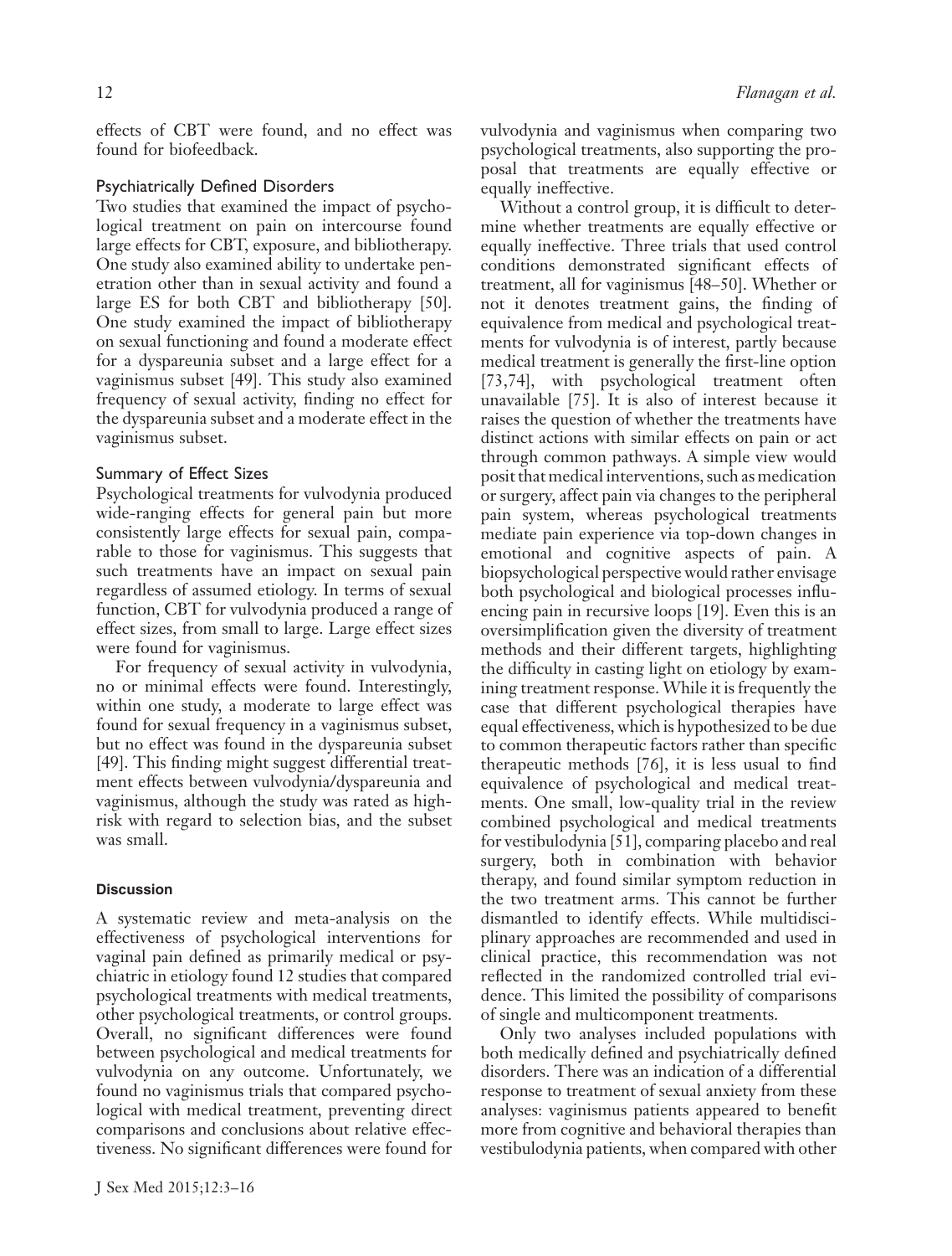effects of CBT were found, and no effect was found for biofeedback.

### Psychiatrically Defined Disorders

Two studies that examined the impact of psychological treatment on pain on intercourse found large effects for CBT, exposure, and bibliotherapy. One study also examined ability to undertake penetration other than in sexual activity and found a large ES for both CBT and bibliotherapy [50]. One study examined the impact of bibliotherapy on sexual functioning and found a moderate effect for a dyspareunia subset and a large effect for a vaginismus subset [49]. This study also examined frequency of sexual activity, finding no effect for the dyspareunia subset and a moderate effect in the vaginismus subset.

### Summary of Effect Sizes

Psychological treatments for vulvodynia produced wide-ranging effects for general pain but more consistently large effects for sexual pain, comparable to those for vaginismus. This suggests that such treatments have an impact on sexual pain regardless of assumed etiology. In terms of sexual function, CBT for vulvodynia produced a range of effect sizes, from small to large. Large effect sizes were found for vaginismus.

For frequency of sexual activity in vulvodynia, no or minimal effects were found. Interestingly, within one study, a moderate to large effect was found for sexual frequency in a vaginismus subset, but no effect was found in the dyspareunia subset [49]. This finding might suggest differential treatment effects between vulvodynia/dyspareunia and vaginismus, although the study was rated as high-risk with regard to selection bias, and the subset was small.

## Discussion

A systematic review and meta-analysis on the effectiveness of psychological interventions for vaginal pain defined as primarily medical or psychiatric in etiology found 12 studies that compared psychological treatments with medical treatments, other psychological treatments, or control groups. Overall, no significant differences were found between psychological and medical treatments for vulvodynia on any outcome. Unfortunately, we found no vaginismus trials that compared psychological with medical treatment, preventing direct comparisons and conclusions about relative effectiveness. No significant differences were found for vulvodynia and vaginismus when comparing two psychological treatments, also supporting the proposal that treatments are equally effective or equally ineffective.

Without a control group, it is difficult to determine whether treatments are equally effective or equally ineffective. Three trials that used control conditions demonstrated significant effects of treatment, all for vaginismus [48–50]. Whether or not it denotes treatment gains, the finding of equivalence from medical and psychological treatments for vulvodynia is of interest, partly because medical treatment is generally the first-line option [73,74], with psychological treatment often unavailable [75]. It is also of interest because it raises the question of whether the treatments have distinct actions with similar effects on pain or act through common pathways. A simple view would posit that medical interventions, such as medication or surgery, affect pain via changes to the peripheral pain system, whereas psychological treatments mediate pain experience via top-down changes in emotional and cognitive aspects of pain. A biopsychological perspective would rather envisage both psychological and biological processes influencing pain in recursive loops [19]. Even this is an oversimplification given the diversity of treatment methods and their different targets, highlighting the difficulty in casting light on etiology by examining treatment response. While it is frequently the case that different psychological therapies have equal effectiveness, which is hypothesized to be due to common therapeutic factors rather than specific therapeutic methods [76], it is less usual to find equivalence of psychological and medical treatments. One small, low-quality trial in the review combined psychological and medical treatments for vestibulodynia [51], comparing placebo and real surgery, both in combination with behavior therapy, and found similar symptom reduction in the two treatment arms. This cannot be further dismantled to identify effects. While multidisciplinary approaches are recommended and used in clinical practice, this recommendation was not reflected in the randomized controlled trial evidence. This limited the possibility of comparisons of single and multicomponent treatments.

Only two analyses included populations with both medically defined and psychiatrically defined disorders. There was an indication of a differential response to treatment of sexual anxiety from these analyses: vaginismus patients appeared to benefit more from cognitive and behavioral therapies than vestibulodynia patients, when compared with other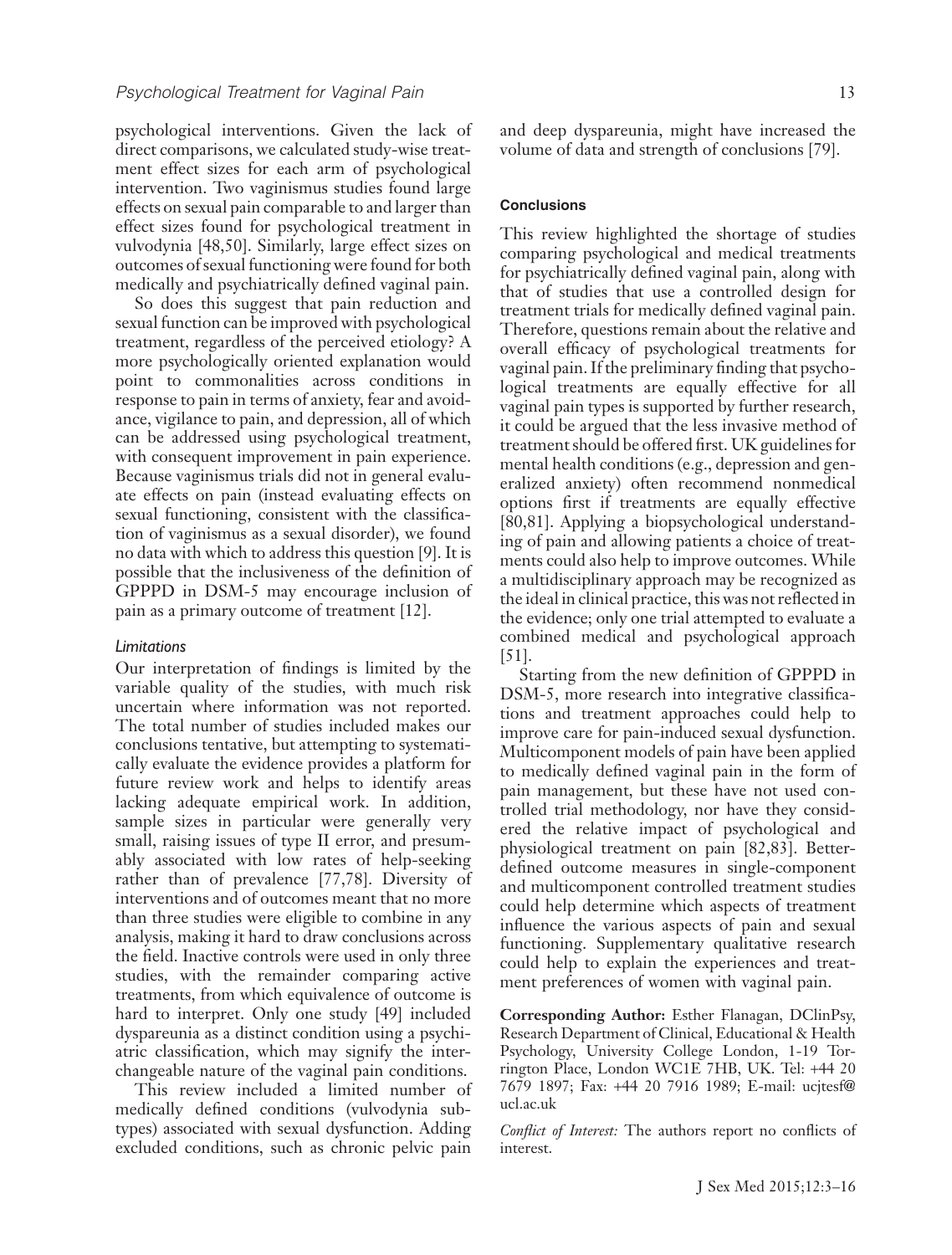psychological interventions. Given the lack of direct comparisons, we calculated study-wise treatment effect sizes for each arm of psychological intervention. Two vaginismus studies found large effects on sexual pain comparable to and larger than effect sizes found for psychological treatment in vulvodynia [48,50]. Similarly, large effect sizes on outcomes of sexual functioning were found for both medically and psychiatrically defined vaginal pain.

So does this suggest that pain reduction and sexual function can be improved with psychological treatment, regardless of the perceived etiology? A more psychologically oriented explanation would point to commonalities across conditions in response to pain in terms of anxiety, fear and avoidance, vigilance to pain, and depression, all of which can be addressed using psychological treatment, with consequent improvement in pain experience. Because vaginismus trials did not in general evaluate effects on pain (instead evaluating effects on sexual functioning, consistent with the classification of vaginismus as a sexual disorder), we found no data with which to address this question [9]. It is possible that the inclusiveness of the definition of GPPPD in DSM-5 may encourage inclusion of pain as a primary outcome of treatment [12].

### Limitations

Our interpretation of findings is limited by the variable quality of the studies, with much risk uncertain where information was not reported. The total number of studies included makes our conclusions tentative, but attempting to systematically evaluate the evidence provides a platform for future review work and helps to identify areas lacking adequate empirical work. In addition, sample sizes in particular were generally very small, raising issues of type II error, and presumably associated with low rates of help-seeking rather than of prevalence [77,78]. Diversity of interventions and of outcomes meant that no more than three studies were eligible to combine in any analysis, making it hard to draw conclusions across the field. Inactive controls were used in only three studies, with the remainder comparing active treatments, from which equivalence of outcome is hard to interpret. Only one study [49] included dyspareunia as a distinct condition using a psychiatric classification, which may signify the interchangeable nature of the vaginal pain conditions.

This review included a limited number of medically defined conditions (vulvodynia subtypes) associated with sexual dysfunction. Adding excluded conditions, such as chronic pelvic pain and deep dyspareunia, might have increased the volume of data and strength of conclusions [79].

## Conclusions

This review highlighted the shortage of studies comparing psychological and medical treatments for psychiatrically defined vaginal pain, along with that of studies that use a controlled design for treatment trials for medically defined vaginal pain. Therefore, questions remain about the relative and overall efficacy of psychological treatments for vaginal pain. If the preliminary finding that psychological treatments are equally effective for all vaginal pain types is supported by further research, it could be argued that the less invasive method of treatment should be offered first. UK guidelines for mental health conditions (e.g., depression and generalized anxiety) often recommend nonmedical options first if treatments are equally effective [80,81]. Applying a biopsychological understanding of pain and allowing patients a choice of treatments could also help to improve outcomes. While a multidisciplinary approach may be recognized as the ideal in clinical practice, this was not reflected in the evidence; only one trial attempted to evaluate a combined medical and psychological approach [51].

Starting from the new definition of GPPPD in DSM-5, more research into integrative classifications and treatment approaches could help to improve care for pain-induced sexual dysfunction. Multicomponent models of pain have been applied to medically defined vaginal pain in the form of pain management, but these have not used controlled trial methodology, nor have they considered the relative impact of psychological and physiological treatment on pain [82,83]. Better-defined outcome measures in single-component and multicomponent controlled treatment studies could help determine which aspects of treatment influence the various aspects of pain and sexual functioning. Supplementary qualitative research could help to explain the experiences and treatment preferences of women with vaginal pain.

**Corresponding Author:** Esther Flanagan, DClinPsy, Research Department of Clinical, Educational & Health Psychology, University College London, 1-19 Torrington Place, London WC1E 7HB, UK. Tel: +44 20 7679 1897; Fax: +44 20 7916 1989; E-mail: ucjtesf@ucl.ac.uk

*Conflict of Interest:* The authors report no conflicts of interest.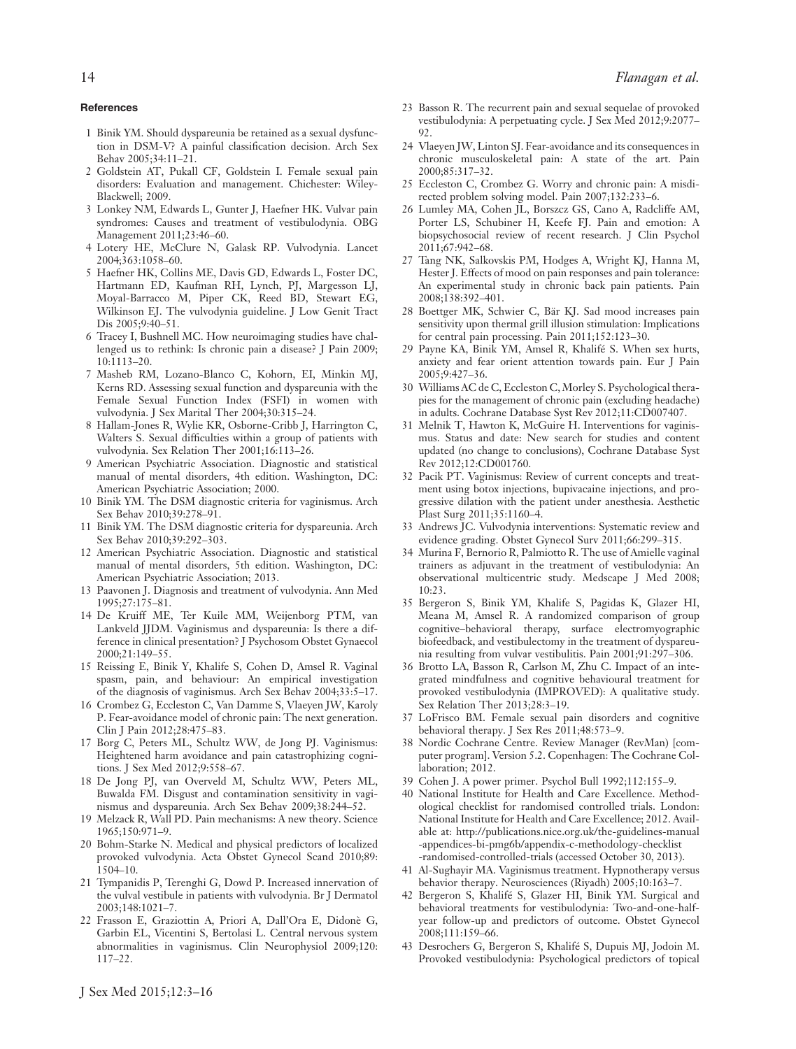## References

1 Binik YM. Should dyspareunia be retained as a sexual dysfunction in DSM-V? A painful classification decision. Arch Sex Behav 2005;34:11–21.

2 Goldstein AT, Pukall CF, Goldstein I. Female sexual pain disorders: Evaluation and management. Chichester: Wiley-Blackwell; 2009.

3 Lonkey NM, Edwards L, Gunter J, Haefner HK. Vulvar pain syndromes: Causes and treatment of vestibulodynia. OBG Management 2011;23:46–60.

4 Lotery HE, McClure N, Galask RP. Vulvodynia. Lancet 2004;363:1058–60.

5 Haefner HK, Collins ME, Davis GD, Edwards L, Foster DC, Hartmann ED, Kaufman RH, Lynch, PJ, Margesson LJ, Moyal-Barracco M, Piper CK, Reed BD, Stewart EG, Wilkinson EJ. The vulvodynia guideline. J Low Genit Tract Dis 2005;9:40–51.

6 Tracey I, Bushnell MC. How neuroimaging studies have challenged us to rethink: Is chronic pain a disease? J Pain 2009;10:1113–20.

7 Masheb RM, Lozano-Blanco C, Kohorn, EI, Minkin MJ, Kerns RD. Assessing sexual function and dyspareunia with the Female Sexual Function Index (FSFI) in women with vulvodynia. J Sex Marital Ther 2004;30:315–24.

8 Hallam-Jones R, Wylie KR, Osborne-Cribb J, Harrington C, Walters S. Sexual difficulties within a group of patients with vulvodynia. Sex Relation Ther 2001;16:113–26.

9 American Psychiatric Association. Diagnostic and statistical manual of mental disorders, 4th edition. Washington, DC: American Psychiatric Association; 2000.

10 Binik YM. The DSM diagnostic criteria for vaginismus. Arch Sex Behav 2010;39:278–91.

11 Binik YM. The DSM diagnostic criteria for dyspareunia. Arch Sex Behav 2010;39:292–303.

12 American Psychiatric Association. Diagnostic and statistical manual of mental disorders, 5th edition. Washington, DC: American Psychiatric Association; 2013.

13 Paavonen J. Diagnosis and treatment of vulvodynia. Ann Med 1995;27:175–81.

14 De Kruiff ME, Ter Kuile MM, Weijenborg PTM, van Lankveld JJDM. Vaginismus and dyspareunia: Is there a difference in clinical presentation? J Psychosom Obstet Gynaecol 2000;21:149–55.

15 Reissing E, Binik Y, Khalife S, Cohen D, Amsel R. Vaginal spasm, pain, and behaviour: An empirical investigation of the diagnosis of vaginismus. Arch Sex Behav 2004;33:5–17.

16 Crombez G, Eccleston C, Van Damme S, Vlaeyen JW, Karoly P. Fear-avoidance model of chronic pain: The next generation. Clin J Pain 2012;28:475–83.

17 Borg C, Peters ML, Schultz WW, de Jong PJ. Vaginismus: Heightened harm avoidance and pain catastrophizing cognitions. J Sex Med 2012;9:558–67.

18 De Jong PJ, van Overveld M, Schultz WW, Peters ML, Buwalda FM. Disgust and contamination sensitivity in vaginismus and dyspareunia. Arch Sex Behav 2009;38:244–52.

19 Melzack R, Wall PD. Pain mechanisms: A new theory. Science 1965;150:971–9.

20 Bohm-Starke N. Medical and physical predictors of localized provoked vulvodynia. Acta Obstet Gynecol Scand 2010;89:1504–10.

21 Tympanidis P, Terenghi G, Dowd P. Increased innervation of the vulval vestibule in patients with vulvodynia. Br J Dermatol 2003;148:1021–7.

22 Frasson E, Graziottin A, Priori A, Dall'Ora E, Didonè G, Garbin EL, Vicentini S, Bertolasi L. Central nervous system abnormalities in vaginismus. Clin Neurophysiol 2009;120:117–22.

23 Basson R. The recurrent pain and sexual sequelae of provoked vestibulodynia: A perpetuating cycle. J Sex Med 2012;9:2077–92.

24 Vlaeyen JW, Linton SJ. Fear-avoidance and its consequences in chronic musculoskeletal pain: A state of the art. Pain 2000;85:317–32.

25 Eccleston C, Crombez G. Worry and chronic pain: A misdirected problem solving model. Pain 2007;132:233–6.

26 Lumley MA, Cohen JL, Borszcz GS, Cano A, Radcliffe AM, Porter LS, Schubiner H, Keefe FJ. Pain and emotion: A biopsychosocial review of recent research. J Clin Psychol 2011;67:942–68.

27 Tang NK, Salkovskis PM, Hodges A, Wright KJ, Hanna M, Hester J. Effects of mood on pain responses and pain tolerance: An experimental study in chronic back pain patients. Pain 2008;138:392–401.

28 Boettger MK, Schwier C, Bär KJ. Sad mood increases pain sensitivity upon thermal grill illusion stimulation: Implications for central pain processing. Pain 2011;152:123–30.

29 Payne KA, Binik YM, Amsel R, Khalifé S. When sex hurts, anxiety and fear orient attention towards pain. Eur J Pain 2005;9:427–36.

30 Williams AC de C, Eccleston C, Morley S. Psychological therapies for the management of chronic pain (excluding headache) in adults. Cochrane Database Syst Rev 2012;11:CD007407.

31 Melnik T, Hawton K, McGuire H. Interventions for vaginismus. Status and date: New search for studies and content updated (no change to conclusions), Cochrane Database Syst Rev 2012;12:CD001760.

32 Pacik PT. Vaginismus: Review of current concepts and treatment using botox injections, bupivacaine injections, and progressive dilation with the patient under anesthesia. Aesthetic Plast Surg 2011;35:1160–4.

33 Andrews JC. Vulvodynia interventions: Systematic review and evidence grading. Obstet Gynecol Surv 2011;66:299–315.

34 Murina F, Bernorio R, Palmiotto R. The use of Amielle vaginal trainers as adjuvant in the treatment of vestibulodynia: An observational multicentric study. Medscape J Med 2008;10:23.

35 Bergeron S, Binik YM, Khalife S, Pagidas K, Glazer HI, Meana M, Amsel R. A randomized comparison of group cognitive–behavioral therapy, surface electromyographic biofeedback, and vestibulectomy in the treatment of dyspareunia resulting from vulvar vestibulitis. Pain 2001;91:297–306.

36 Brotto LA, Basson R, Carlson M, Zhu C. Impact of an integrated mindfulness and cognitive behavioural treatment for provoked vestibulodynia (IMPROVED): A qualitative study. Sex Relation Ther 2013;28:3–19.

37 LoFrisco BM. Female sexual pain disorders and cognitive behavioral therapy. J Sex Res 2011;48:573–9.

38 Nordic Cochrane Centre. Review Manager (RevMan) [computer program]. Version 5.2. Copenhagen: The Cochrane Collaboration; 2012.

39 Cohen J. A power primer. Psychol Bull 1992;112:155–9.

40 National Institute for Health and Care Excellence. Methodological checklist for randomised controlled trials. London: National Institute for Health and Care Excellence; 2012. Available at: http://publications.nice.org.uk/the-guidelines-manual-appendices-bi-pmg6b/appendix-c-methodology-checklist-randomised-controlled-trials (accessed October 30, 2013).

41 Al-Sughayir MA. Vaginismus treatment. Hypnotherapy versus behavior therapy. Neurosciences (Riyadh) 2005;10:163–7.

42 Bergeron S, Khalifé S, Glazer HI, Binik YM. Surgical and behavioral treatments for vestibulodynia: Two-and-one-half-year follow-up and predictors of outcome. Obstet Gynecol 2008;111:159–66.

43 Desrochers G, Bergeron S, Khalifé S, Dupuis MJ, Jodoin M. Provoked vestibulodynia: Psychological predictors of topical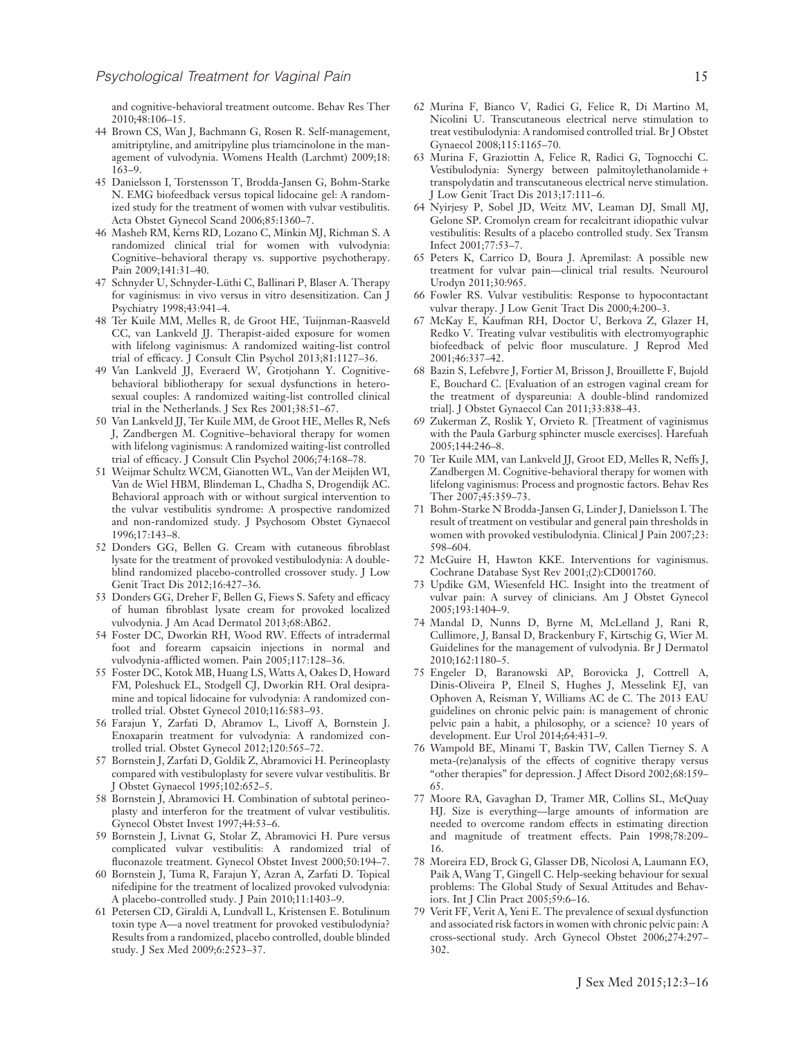and cognitive-behavioral treatment outcome. Behav Res Ther 2010;48:106–15.

44 Brown CS, Wan J, Bachmann G, Rosen R. Self-management, amitriptyline, and amitripyline plus triamcinolone in the management of vulvodynia. Womens Health (Larchmt) 2009;18:163–9.

45 Danielsson I, Torstensson T, Brodda-Jansen G, Bohm-Starke N. EMG biofeedback versus topical lidocaine gel: A randomized study for the treatment of women with vulvar vestibulitis. Acta Obstet Gynecol Scand 2006;85:1360–7.

46 Masheb RM, Kerns RD, Lozano C, Minkin MJ, Richman S. A randomized clinical trial for women with vulvodynia: Cognitive–behavioral therapy vs. supportive psychotherapy. Pain 2009;141:31–40.

47 Schnyder U, Schnyder-Lüthi C, Ballinari P, Blaser A. Therapy for vaginismus: in vivo versus in vitro desensitization. Can J Psychiatry 1998;43:941–4.

48 Ter Kuile MM, Melles R, de Groot HE, Tuijnman-Raasveld CC, van Lankveld JJ. Therapist-aided exposure for women with lifelong vaginismus: A randomized waiting-list control trial of efficacy. J Consult Clin Psychol 2013;81:1127–36.

49 Van Lankveld JJ, Everaerd W, Grotjohann Y. Cognitive-behavioral bibliotherapy for sexual dysfunctions in heterosexual couples: A randomized waiting-list controlled clinical trial in the Netherlands. J Sex Res 2001;38:51–67.

50 Van Lankveld JJ, Ter Kuile MM, de Groot HE, Melles R, Nefs J, Zandbergen M. Cognitive–behavioral therapy for women with lifelong vaginismus: A randomized waiting-list controlled trial of efficacy. J Consult Clin Psychol 2006;74:168–78.

51 Weijmar Schultz WCM, Gianotten WL, Van der Meijden WI, Van de Wiel HBM, Blindeman L, Chadha S, Drogendijk AC. Behavioral approach with or without surgical intervention to the vulvar vestibulitis syndrome: A prospective randomized and non-randomized study. J Psychosom Obstet Gynaecol 1996;17:143–8.

52 Donders GG, Bellen G. Cream with cutaneous fibroblast lysate for the treatment of provoked vestibulodynia: A double-blind randomized placebo-controlled crossover study. J Low Genit Tract Dis 2012;16:427–36.

53 Donders GG, Dreher F, Bellen G, Fiews S. Safety and efficacy of human fibroblast lysate cream for provoked localized vulvodynia. J Am Acad Dermatol 2013;68:AB62.

54 Foster DC, Dworkin RH, Wood RW. Effects of intradermal foot and forearm capsaicin injections in normal and vulvodynia-afflicted women. Pain 2005;117:128–36.

55 Foster DC, Kotok MB, Huang LS, Watts A, Oakes D, Howard FM, Poleshuck EL, Stodgell CJ, Dworkin RH. Oral desipramine and topical lidocaine for vulvodynia: A randomized controlled trial. Obstet Gynecol 2010;116:583–93.

56 Farajun Y, Zarfati D, Abramov L, Livoff A, Bornstein J. Enoxaparin treatment for vulvodynia: A randomized controlled trial. Obstet Gynecol 2012;120:565–72.

57 Bornstein J, Zarfati D, Goldik Z, Abramovici H. Perineoplasty compared with vestibuloplasty for severe vulvar vestibulitis. Br J Obstet Gynaecol 1995;102:652–5.

58 Bornstein J, Abramovici H. Combination of subtotal perineoplasty and interferon for the treatment of vulvar vestibulitis. Gynecol Obstet Invest 1997;44:53–6.

59 Bornstein J, Livnat G, Stolar Z, Abramovici H. Pure versus complicated vulvar vestibulitis: A randomized trial of fluconazole treatment. Gynecol Obstet Invest 2000;50:194–7.

60 Bornstein J, Tuma R, Farajun Y, Azran A, Zarfati D. Topical nifedipine for the treatment of localized provoked vulvodynia: A placebo-controlled study. J Pain 2010;11:1403–9.

61 Petersen CD, Giraldi A, Lundvall L, Kristensen E. Botulinum toxin type A—a novel treatment for provoked vestibulodynia? Results from a randomized, placebo controlled, double blinded study. J Sex Med 2009;6:2523–37.

62 Murina F, Bianco V, Radici G, Felice R, Di Martino M, Nicolini U. Transcutaneous electrical nerve stimulation to treat vestibulodynia: A randomised controlled trial. Br J Obstet Gynaecol 2008;115:1165–70.

63 Murina F, Graziottin A, Felice R, Radici G, Tognocchi C. Vestibulodynia: Synergy between palmitoylethanolamide + transpolydatin and transcutaneous electrical nerve stimulation. J Low Genit Tract Dis 2013;17:111–6.

64 Nyirjesy P, Sobel JD, Weitz MV, Leaman DJ, Small MJ, Gelone SP. Cromolyn cream for recalcitrant idiopathic vulvar vestibulitis: Results of a placebo controlled study. Sex Transm Infect 2001;77:53–7.

65 Peters K, Carrico D, Boura J. Apremilast: A possible new treatment for vulvar pain—clinical trial results. Neurourol Urodyn 2011;30:965.

66 Fowler RS. Vulvar vestibulitis: Response to hypocontactant vulvar therapy. J Low Genit Tract Dis 2000;4:200–3.

67 McKay E, Kaufman RH, Doctor U, Berkova Z, Glazer H, Redko V. Treating vulvar vestibulitis with electromyographic biofeedback of pelvic floor musculature. J Reprod Med 2001;46:337–42.

68 Bazin S, Lefebvre J, Fortier M, Brisson J, Brouillette F, Bujold E, Bouchard C. [Evaluation of an estrogen vaginal cream for the treatment of dyspareunia: A double-blind randomized trial]. J Obstet Gynaecol Can 2011;33:838–43.

69 Zukerman Z, Roslik Y, Orvieto R. [Treatment of vaginismus with the Paula Garburg sphincter muscle exercises]. Harefuah 2005;144:246–8.

70 Ter Kuile MM, van Lankveld JJ, Groot ED, Melles R, Neffs J, Zandbergen M. Cognitive-behavioral therapy for women with lifelong vaginismus: Process and prognostic factors. Behav Res Ther 2007;45:359–73.

71 Bohm-Starke N Brodda-Jansen G, Linder J, Danielsson I. The result of treatment on vestibular and general pain thresholds in women with provoked vestibulodynia. Clinical J Pain 2007;23:598–604.

72 McGuire H, Hawton KKE. Interventions for vaginismus. Cochrane Database Syst Rev 2001;(2):CD001760.

73 Updike GM, Wiesenfeld HC. Insight into the treatment of vulvar pain: A survey of clinicians. Am J Obstet Gynecol 2005;193:1404–9.

74 Mandal D, Nunns D, Byrne M, McLelland J, Rani R, Cullimore, J, Bansal D, Brackenbury F, Kirtschig G, Wier M. Guidelines for the management of vulvodynia. Br J Dermatol 2010;162:1180–5.

75 Engeler D, Baranowski AP, Borovicka J, Cottrell A, Dinis-Oliveira P, Elneil S, Hughes J, Messelink EJ, van Ophoven A, Reisman Y, Williams AC de C. The 2013 EAU guidelines on chronic pelvic pain: is management of chronic pelvic pain a habit, a philosophy, or a science? 10 years of development. Eur Urol 2014;64:431–9.

76 Wampold BE, Minami T, Baskin TW, Callen Tierney S. A meta-(re)analysis of the effects of cognitive therapy versus "other therapies" for depression. J Affect Disord 2002;68:159–65.

77 Moore RA, Gavaghan D, Tramer MR, Collins SL, McQuay HJ. Size is everything—large amounts of information are needed to overcome random effects in estimating direction and magnitude of treatment effects. Pain 1998;78:209–16.

78 Moreira ED, Brock G, Glasser DB, Nicolosi A, Laumann EO, Paik A, Wang T, Gingell C. Help-seeking behaviour for sexual problems: The Global Study of Sexual Attitudes and Behaviors. Int J Clin Pract 2005;59:6–16.

79 Verit FF, Verit A, Yeni E. The prevalence of sexual dysfunction and associated risk factors in women with chronic pelvic pain: A cross-sectional study. Arch Gynecol Obstet 2006;274:297–302.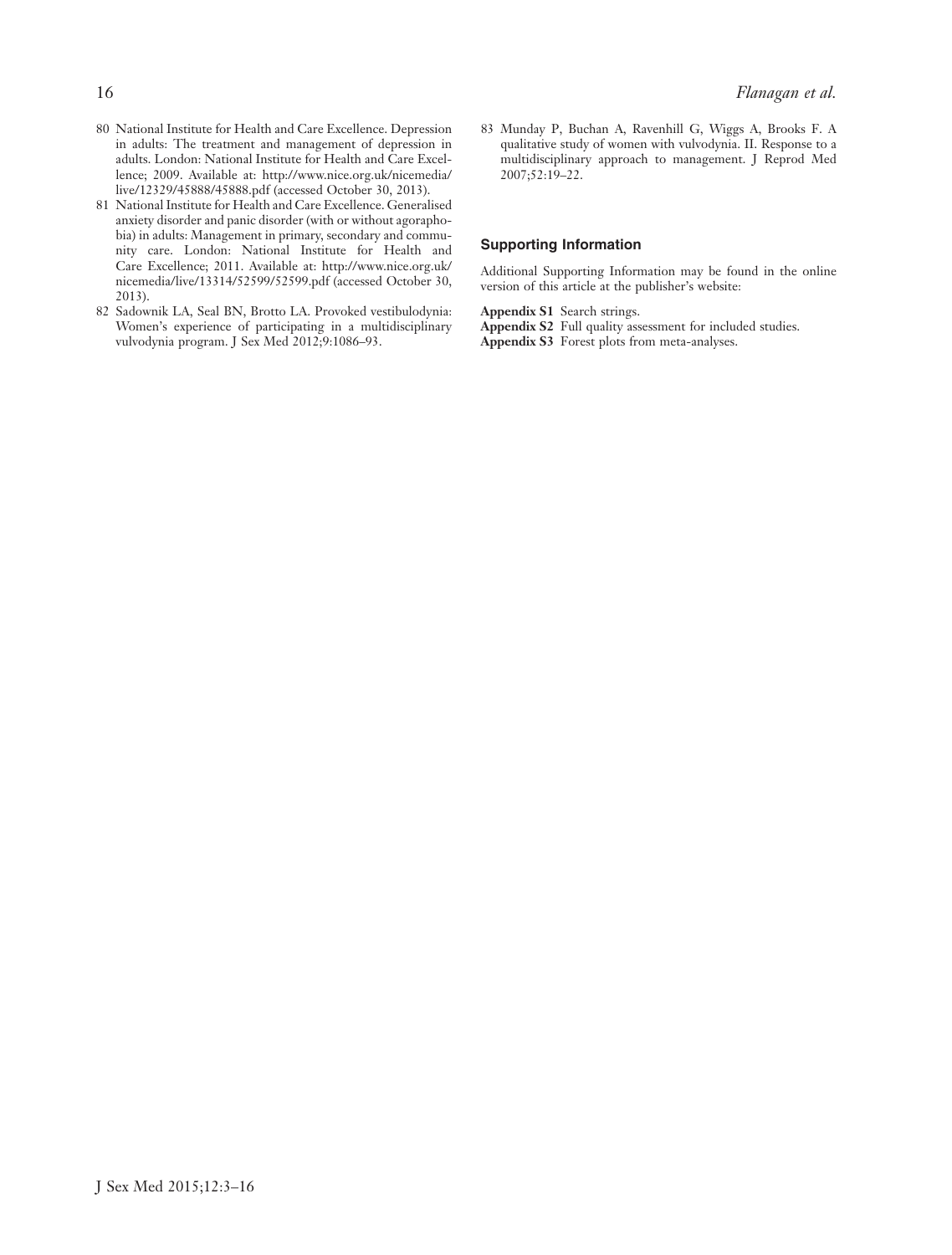80 National Institute for Health and Care Excellence. Depression in adults: The treatment and management of depression in adults. London: National Institute for Health and Care Excellence; 2009. Available at: http://www.nice.org.uk/nicemedia/live/12329/45888/45888.pdf (accessed October 30, 2013).

81 National Institute for Health and Care Excellence. Generalised anxiety disorder and panic disorder (with or without agoraphobia) in adults: Management in primary, secondary and community care. London: National Institute for Health and Care Excellence; 2011. Available at: http://www.nice.org.uk/nicemedia/live/13314/52599/52599.pdf (accessed October 30, 2013).

82 Sadownik LA, Seal BN, Brotto LA. Provoked vestibulodynia: Women's experience of participating in a multidisciplinary vulvodynia program. J Sex Med 2012;9:1086–93.

83 Munday P, Buchan A, Ravenhill G, Wiggs A, Brooks F. A qualitative study of women with vulvodynia. II. Response to a multidisciplinary approach to management. J Reprod Med 2007;52:19–22.

### Supporting Information

Additional Supporting Information may be found in the online version of this article at the publisher's website:

**Appendix S1** Search strings.
**Appendix S2** Full quality assessment for included studies.
**Appendix S3** Forest plots from meta-analyses.